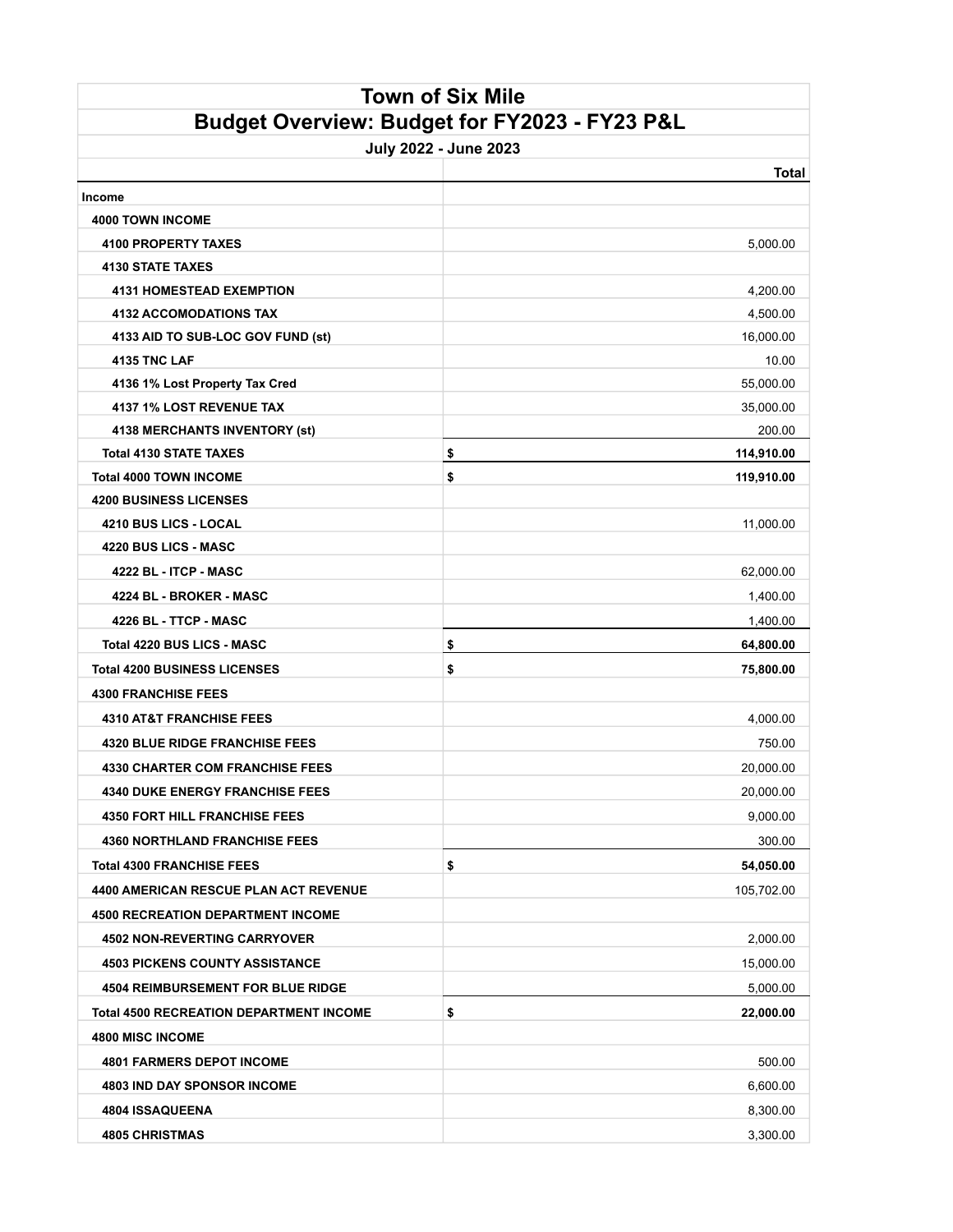# Town of Six Mile

## Budget Overview: Budget for FY2023 - FY23 P&L

### July 2022 - June 2023

| | Total |
|---|---|
| **Income** | |
| **4000 TOWN INCOME** | |
| **4100 PROPERTY TAXES** | 5,000.00 |
| **4130 STATE TAXES** | |
| **4131 HOMESTEAD EXEMPTION** | 4,200.00 |
| **4132 ACCOMODATIONS TAX** | 4,500.00 |
| **4133 AID TO SUB-LOC GOV FUND (st)** | 16,000.00 |
| **4135 TNC LAF** | 10.00 |
| **4136 1% Lost Property Tax Cred** | 55,000.00 |
| **4137 1% LOST REVENUE TAX** | 35,000.00 |
| **4138 MERCHANTS INVENTORY (st)** | 200.00 |
| **Total 4130 STATE TAXES** | **$ 114,910.00** |
| **Total 4000 TOWN INCOME** | **$ 119,910.00** |
| **4200 BUSINESS LICENSES** | |
| **4210 BUS LICS - LOCAL** | 11,000.00 |
| **4220 BUS LICS - MASC** | |
| **4222 BL - ITCP - MASC** | 62,000.00 |
| **4224 BL - BROKER - MASC** | 1,400.00 |
| **4226 BL - TTCP - MASC** | 1,400.00 |
| **Total 4220 BUS LICS - MASC** | **$ 64,800.00** |
| **Total 4200 BUSINESS LICENSES** | **$ 75,800.00** |
| **4300 FRANCHISE FEES** | |
| **4310 AT&T FRANCHISE FEES** | 4,000.00 |
| **4320 BLUE RIDGE FRANCHISE FEES** | 750.00 |
| **4330 CHARTER COM FRANCHISE FEES** | 20,000.00 |
| **4340 DUKE ENERGY FRANCHISE FEES** | 20,000.00 |
| **4350 FORT HILL FRANCHISE FEES** | 9,000.00 |
| **4360 NORTHLAND FRANCHISE FEES** | 300.00 |
| **Total 4300 FRANCHISE FEES** | **$ 54,050.00** |
| **4400 AMERICAN RESCUE PLAN ACT REVENUE** | 105,702.00 |
| **4500 RECREATION DEPARTMENT INCOME** | |
| **4502 NON-REVERTING CARRYOVER** | 2,000.00 |
| **4503 PICKENS COUNTY ASSISTANCE** | 15,000.00 |
| **4504 REIMBURSEMENT FOR BLUE RIDGE** | 5,000.00 |
| **Total 4500 RECREATION DEPARTMENT INCOME** | **$ 22,000.00** |
| **4800 MISC INCOME** | |
| **4801 FARMERS DEPOT INCOME** | 500.00 |
| **4803 IND DAY SPONSOR INCOME** | 6,600.00 |
| **4804 ISSAQUEENA** | 8,300.00 |
| **4805 CHRISTMAS** | 3,300.00 |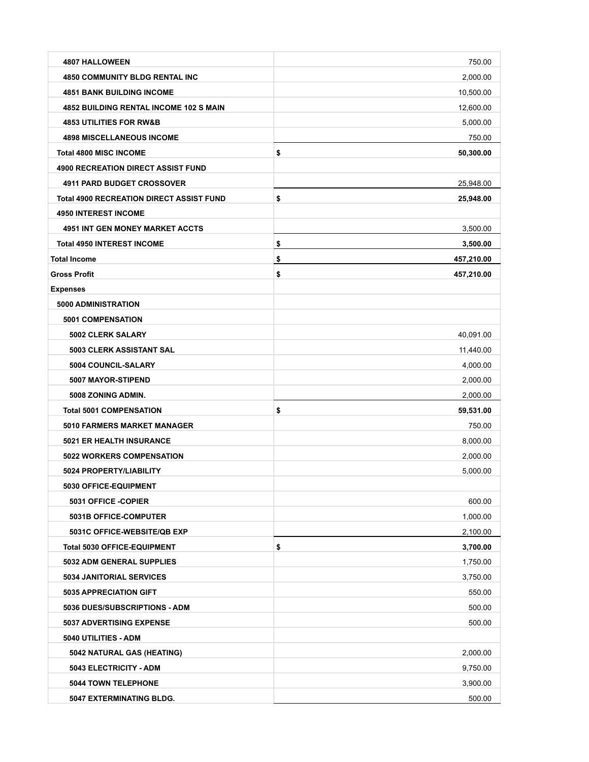| | | |
|---|---|---|
| **4807 HALLOWEEN** | | 750.00 |
| **4850 COMMUNITY BLDG RENTAL INC** | | 2,000.00 |
| **4851 BANK BUILDING INCOME** | | 10,500.00 |
| **4852 BUILDING RENTAL INCOME 102 S MAIN** | | 12,600.00 |
| **4853 UTILITIES FOR RW&B** | | 5,000.00 |
| **4898 MISCELLANEOUS INCOME** | | 750.00 |
| **Total 4800 MISC INCOME** | **$** | **50,300.00** |
| **4900 RECREATION DIRECT ASSIST FUND** | | |
| **4911 PARD BUDGET CROSSOVER** | | 25,948.00 |
| **Total 4900 RECREATION DIRECT ASSIST FUND** | **$** | **25,948.00** |
| **4950 INTEREST INCOME** | | |
| **4951 INT GEN MONEY MARKET ACCTS** | | 3,500.00 |
| **Total 4950 INTEREST INCOME** | **$** | **3,500.00** |
| **Total Income** | **$** | **457,210.00** |
| **Gross Profit** | **$** | **457,210.00** |
| **Expenses** | | |
| **5000 ADMINISTRATION** | | |
| **5001 COMPENSATION** | | |
| **5002 CLERK SALARY** | | 40,091.00 |
| **5003 CLERK ASSISTANT SAL** | | 11,440.00 |
| **5004 COUNCIL-SALARY** | | 4,000.00 |
| **5007 MAYOR-STIPEND** | | 2,000.00 |
| **5008 ZONING ADMIN.** | | 2,000.00 |
| **Total 5001 COMPENSATION** | **$** | **59,531.00** |
| **5010 FARMERS MARKET MANAGER** | | 750.00 |
| **5021 ER HEALTH INSURANCE** | | 8,000.00 |
| **5022 WORKERS COMPENSATION** | | 2,000.00 |
| **5024 PROPERTY/LIABILITY** | | 5,000.00 |
| **5030 OFFICE-EQUIPMENT** | | |
| **5031 OFFICE -COPIER** | | 600.00 |
| **5031B OFFICE-COMPUTER** | | 1,000.00 |
| **5031C OFFICE-WEBSITE/QB EXP** | | 2,100.00 |
| **Total 5030 OFFICE-EQUIPMENT** | **$** | **3,700.00** |
| **5032 ADM GENERAL SUPPLIES** | | 1,750.00 |
| **5034 JANITORIAL SERVICES** | | 3,750.00 |
| **5035 APPRECIATION GIFT** | | 550.00 |
| **5036 DUES/SUBSCRIPTIONS - ADM** | | 500.00 |
| **5037 ADVERTISING EXPENSE** | | 500.00 |
| **5040 UTILITIES - ADM** | | |
| **5042 NATURAL GAS (HEATING)** | | 2,000.00 |
| **5043 ELECTRICITY - ADM** | | 9,750.00 |
| **5044 TOWN TELEPHONE** | | 3,900.00 |
| **5047 EXTERMINATING BLDG.** | | 500.00 |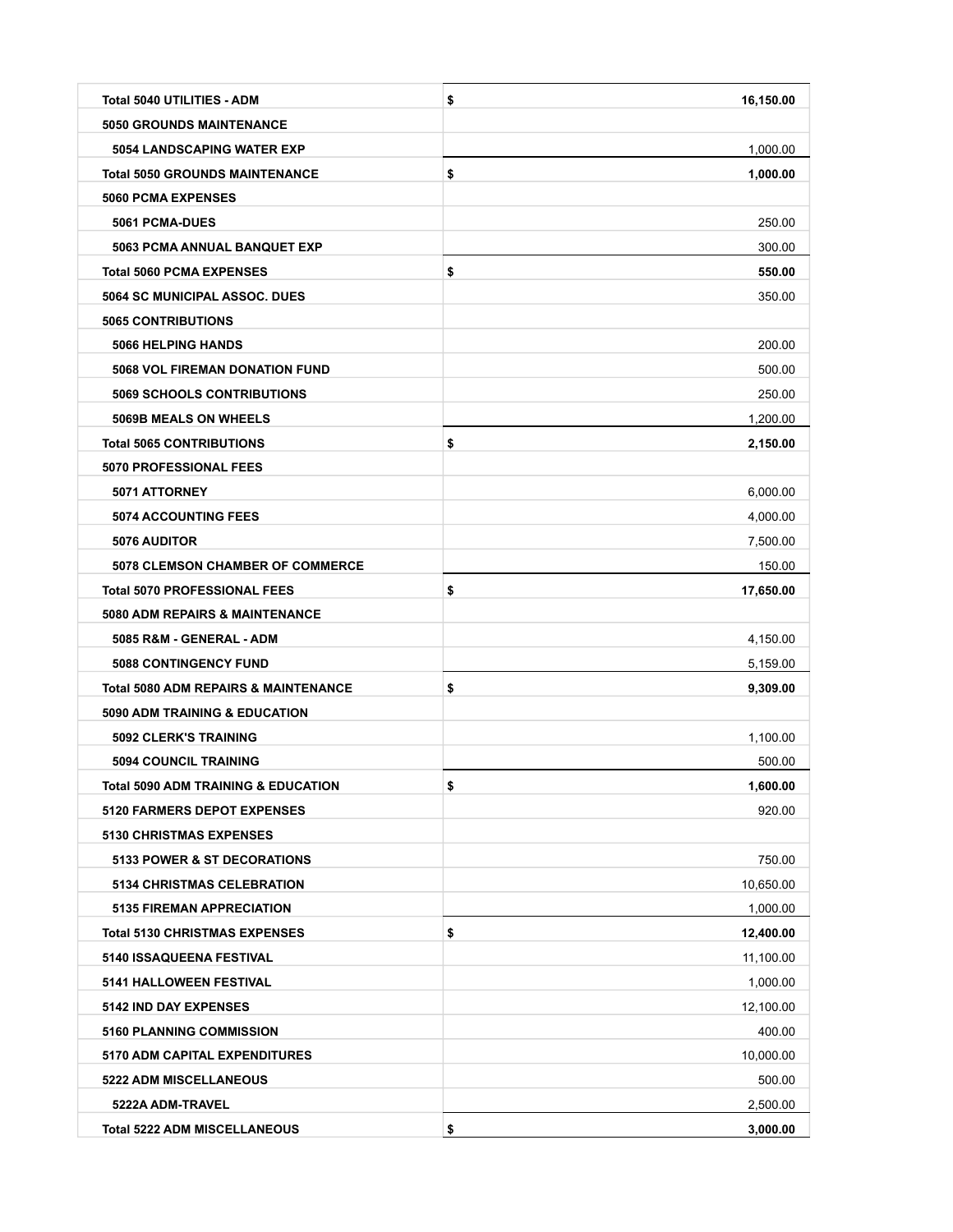| | | |
|---|---|---|
| **Total 5040 UTILITIES - ADM** | **$** | **16,150.00** |
| **5050 GROUNDS MAINTENANCE** | | |
| **5054 LANDSCAPING WATER EXP** | | 1,000.00 |
| **Total 5050 GROUNDS MAINTENANCE** | **$** | **1,000.00** |
| **5060 PCMA EXPENSES** | | |
| **5061 PCMA-DUES** | | 250.00 |
| **5063 PCMA ANNUAL BANQUET EXP** | | 300.00 |
| **Total 5060 PCMA EXPENSES** | **$** | **550.00** |
| **5064 SC MUNICIPAL ASSOC. DUES** | | 350.00 |
| **5065 CONTRIBUTIONS** | | |
| **5066 HELPING HANDS** | | 200.00 |
| **5068 VOL FIREMAN DONATION FUND** | | 500.00 |
| **5069 SCHOOLS CONTRIBUTIONS** | | 250.00 |
| **5069B MEALS ON WHEELS** | | 1,200.00 |
| **Total 5065 CONTRIBUTIONS** | **$** | **2,150.00** |
| **5070 PROFESSIONAL FEES** | | |
| **5071 ATTORNEY** | | 6,000.00 |
| **5074 ACCOUNTING FEES** | | 4,000.00 |
| **5076 AUDITOR** | | 7,500.00 |
| **5078 CLEMSON CHAMBER OF COMMERCE** | | 150.00 |
| **Total 5070 PROFESSIONAL FEES** | **$** | **17,650.00** |
| **5080 ADM REPAIRS & MAINTENANCE** | | |
| **5085 R&M - GENERAL - ADM** | | 4,150.00 |
| **5088 CONTINGENCY FUND** | | 5,159.00 |
| **Total 5080 ADM REPAIRS & MAINTENANCE** | **$** | **9,309.00** |
| **5090 ADM TRAINING & EDUCATION** | | |
| **5092 CLERK'S TRAINING** | | 1,100.00 |
| **5094 COUNCIL TRAINING** | | 500.00 |
| **Total 5090 ADM TRAINING & EDUCATION** | **$** | **1,600.00** |
| **5120 FARMERS DEPOT EXPENSES** | | 920.00 |
| **5130 CHRISTMAS EXPENSES** | | |
| **5133 POWER & ST DECORATIONS** | | 750.00 |
| **5134 CHRISTMAS CELEBRATION** | | 10,650.00 |
| **5135 FIREMAN APPRECIATION** | | 1,000.00 |
| **Total 5130 CHRISTMAS EXPENSES** | **$** | **12,400.00** |
| **5140 ISSAQUEENA FESTIVAL** | | 11,100.00 |
| **5141 HALLOWEEN FESTIVAL** | | 1,000.00 |
| **5142 IND DAY EXPENSES** | | 12,100.00 |
| **5160 PLANNING COMMISSION** | | 400.00 |
| **5170 ADM CAPITAL EXPENDITURES** | | 10,000.00 |
| **5222 ADM MISCELLANEOUS** | | 500.00 |
| **5222A ADM-TRAVEL** | | 2,500.00 |
| **Total 5222 ADM MISCELLANEOUS** | **$** | **3,000.00** |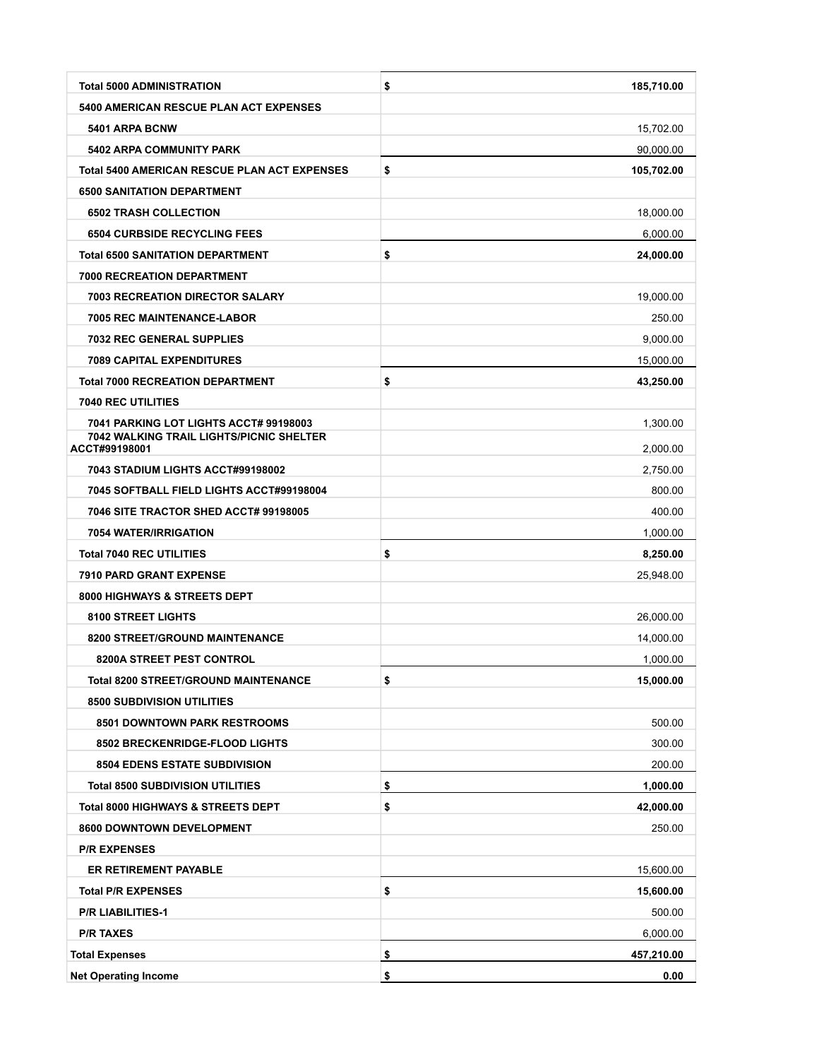| | | |
|---|---|---|
| **Total 5000 ADMINISTRATION** | **$** | **185,710.00** |
| **5400 AMERICAN RESCUE PLAN ACT EXPENSES** | | |
| **5401 ARPA BCNW** | | 15,702.00 |
| **5402 ARPA COMMUNITY PARK** | | 90,000.00 |
| **Total 5400 AMERICAN RESCUE PLAN ACT EXPENSES** | **$** | **105,702.00** |
| **6500 SANITATION DEPARTMENT** | | |
| **6502 TRASH COLLECTION** | | 18,000.00 |
| **6504 CURBSIDE RECYCLING FEES** | | 6,000.00 |
| **Total 6500 SANITATION DEPARTMENT** | **$** | **24,000.00** |
| **7000 RECREATION DEPARTMENT** | | |
| **7003 RECREATION DIRECTOR SALARY** | | 19,000.00 |
| **7005 REC MAINTENANCE-LABOR** | | 250.00 |
| **7032 REC GENERAL SUPPLIES** | | 9,000.00 |
| **7089 CAPITAL EXPENDITURES** | | 15,000.00 |
| **Total 7000 RECREATION DEPARTMENT** | **$** | **43,250.00** |
| **7040 REC UTILITIES** | | |
| **7041 PARKING LOT LIGHTS ACCT# 99198003** | | 1,300.00 |
| **7042 WALKING TRAIL LIGHTS/PICNIC SHELTER ACCT#99198001** | | 2,000.00 |
| **7043 STADIUM LIGHTS ACCT#99198002** | | 2,750.00 |
| **7045 SOFTBALL FIELD LIGHTS ACCT#99198004** | | 800.00 |
| **7046 SITE TRACTOR SHED ACCT# 99198005** | | 400.00 |
| **7054 WATER/IRRIGATION** | | 1,000.00 |
| **Total 7040 REC UTILITIES** | **$** | **8,250.00** |
| **7910 PARD GRANT EXPENSE** | | 25,948.00 |
| **8000 HIGHWAYS & STREETS DEPT** | | |
| **8100 STREET LIGHTS** | | 26,000.00 |
| **8200 STREET/GROUND MAINTENANCE** | | 14,000.00 |
| **8200A STREET PEST CONTROL** | | 1,000.00 |
| **Total 8200 STREET/GROUND MAINTENANCE** | **$** | **15,000.00** |
| **8500 SUBDIVISION UTILITIES** | | |
| **8501 DOWNTOWN PARK RESTROOMS** | | 500.00 |
| **8502 BRECKENRIDGE-FLOOD LIGHTS** | | 300.00 |
| **8504 EDENS ESTATE SUBDIVISION** | | 200.00 |
| **Total 8500 SUBDIVISION UTILITIES** | **$** | **1,000.00** |
| **Total 8000 HIGHWAYS & STREETS DEPT** | **$** | **42,000.00** |
| **8600 DOWNTOWN DEVELOPMENT** | | 250.00 |
| **P/R EXPENSES** | | |
| **ER RETIREMENT PAYABLE** | | 15,600.00 |
| **Total P/R EXPENSES** | **$** | **15,600.00** |
| **P/R LIABILITIES-1** | | 500.00 |
| **P/R TAXES** | | 6,000.00 |
| **Total Expenses** | **$** | **457,210.00** |
| **Net Operating Income** | **$** | **0.00** |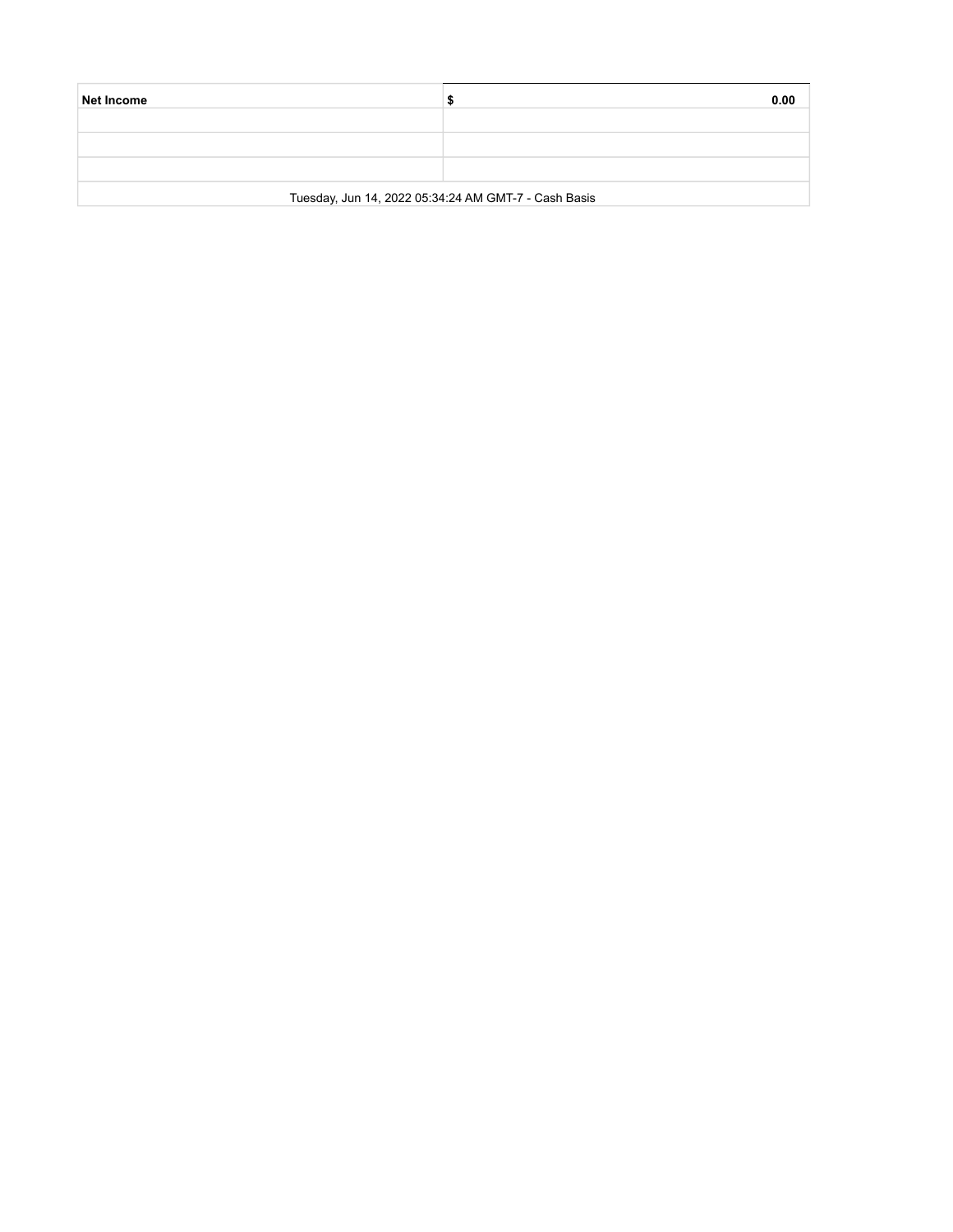| | |
|---|---|
| **Net Income** | **$ 0.00** |
| | |
| | |
| | |

Tuesday, Jun 14, 2022 05:34:24 AM GMT-7 - Cash Basis